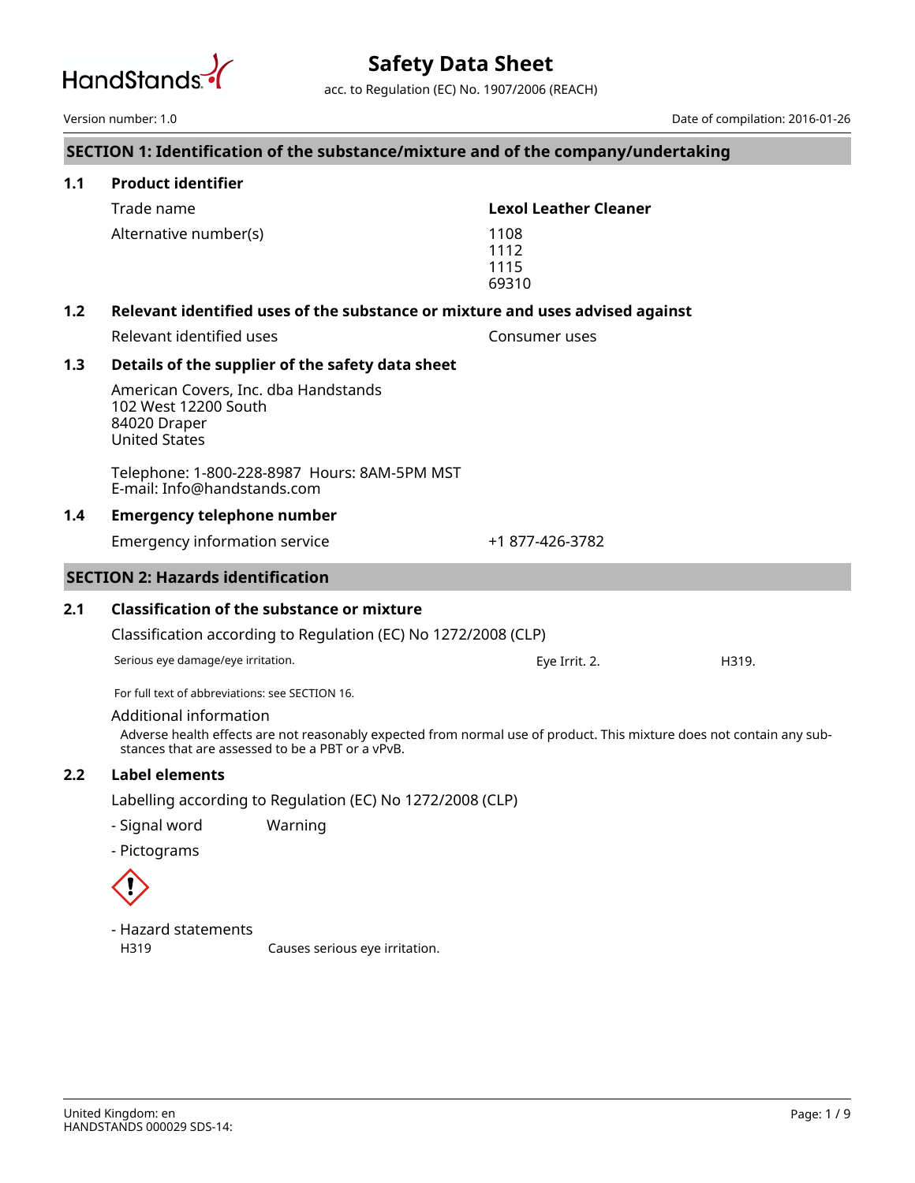# Safety Data Sheet

acc. to Regulation (EC) No. 1907/2006 (REACH)

Version number: 1.0

Date of compilation: 2016-01-26

## SECTION 1: Identification of the substance/mixture and of the company/undertaking

### 1.1 Product identifier

| | |
|---|---|
| Trade name | **Lexol Leather Cleaner** |
| Alternative number(s) | 1108<br>1112<br>1115<br>69310 |

### 1.2 Relevant identified uses of the substance or mixture and uses advised against

| | |
|---|---|
| Relevant identified uses | Consumer uses |

### 1.3 Details of the supplier of the safety data sheet

American Covers, Inc. dba Handstands
102 West 12200 South
84020 Draper
United States

Telephone: 1-800-228-8987 Hours: 8AM-5PM MST
E-mail: Info@handstands.com

### 1.4 Emergency telephone number

| | |
|---|---|
| Emergency information service | +1 877-426-3782 |

## SECTION 2: Hazards identification

### 2.1 Classification of the substance or mixture

Classification according to Regulation (EC) No 1272/2008 (CLP)

| | | |
|---|---|---|
| Serious eye damage/eye irritation. | Eye Irrit. 2. | H319. |

For full text of abbreviations: see SECTION 16.

Additional information

Adverse health effects are not reasonably expected from normal use of product. This mixture does not contain any substances that are assessed to be a PBT or a vPvB.

### 2.2 Label elements

Labelling according to Regulation (EC) No 1272/2008 (CLP)

- Signal word: Warning
- Pictograms

- Hazard statements

| | |
|---|---|
| H319 | Causes serious eye irritation. |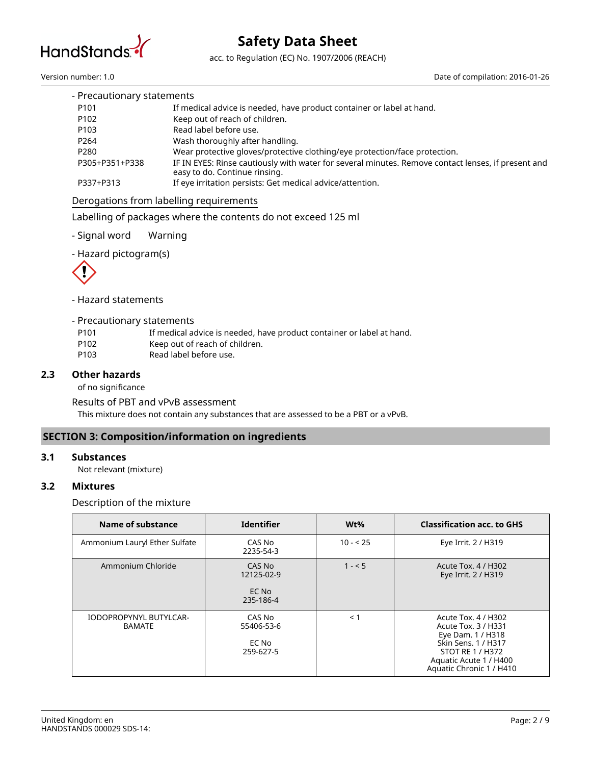- Precautionary statements

| | |
|---|---|
| P101 | If medical advice is needed, have product container or label at hand. |
| P102 | Keep out of reach of children. |
| P103 | Read label before use. |
| P264 | Wash thoroughly after handling. |
| P280 | Wear protective gloves/protective clothing/eye protection/face protection. |
| P305+P351+P338 | IF IN EYES: Rinse cautiously with water for several minutes. Remove contact lenses, if present and easy to do. Continue rinsing. |
| P337+P313 | If eye irritation persists: Get medical advice/attention. |

Derogations from labelling requirements

Labelling of packages where the contents do not exceed 125 ml

- Signal word Warning

- Hazard pictogram(s)

- Hazard statements

- Precautionary statements

| | |
|---|---|
| P101 | If medical advice is needed, have product container or label at hand. |
| P102 | Keep out of reach of children. |
| P103 | Read label before use. |

## 2.3 Other hazards

of no significance

Results of PBT and vPvB assessment

This mixture does not contain any substances that are assessed to be a PBT or a vPvB.

# SECTION 3: Composition/information on ingredients

## 3.1 Substances

Not relevant (mixture)

## 3.2 Mixtures

Description of the mixture

| Name of substance | Identifier | Wt% | Classification acc. to GHS |
|---|---|---|---|
| Ammonium Lauryl Ether Sulfate | CAS No 2235-54-3 | 10 - < 25 | Eye Irrit. 2 / H319 |
| Ammonium Chloride | CAS No 12125-02-9<br>EC No 235-186-4 | 1 - < 5 | Acute Tox. 4 / H302<br>Eye Irrit. 2 / H319 |
| IODOPROPYNYL BUTYLCARBAMATE | CAS No 55406-53-6<br>EC No 259-627-5 | < 1 | Acute Tox. 4 / H302<br>Acute Tox. 3 / H331<br>Eye Dam. 1 / H318<br>Skin Sens. 1 / H317<br>STOT RE 1 / H372<br>Aquatic Acute 1 / H400<br>Aquatic Chronic 1 / H410 |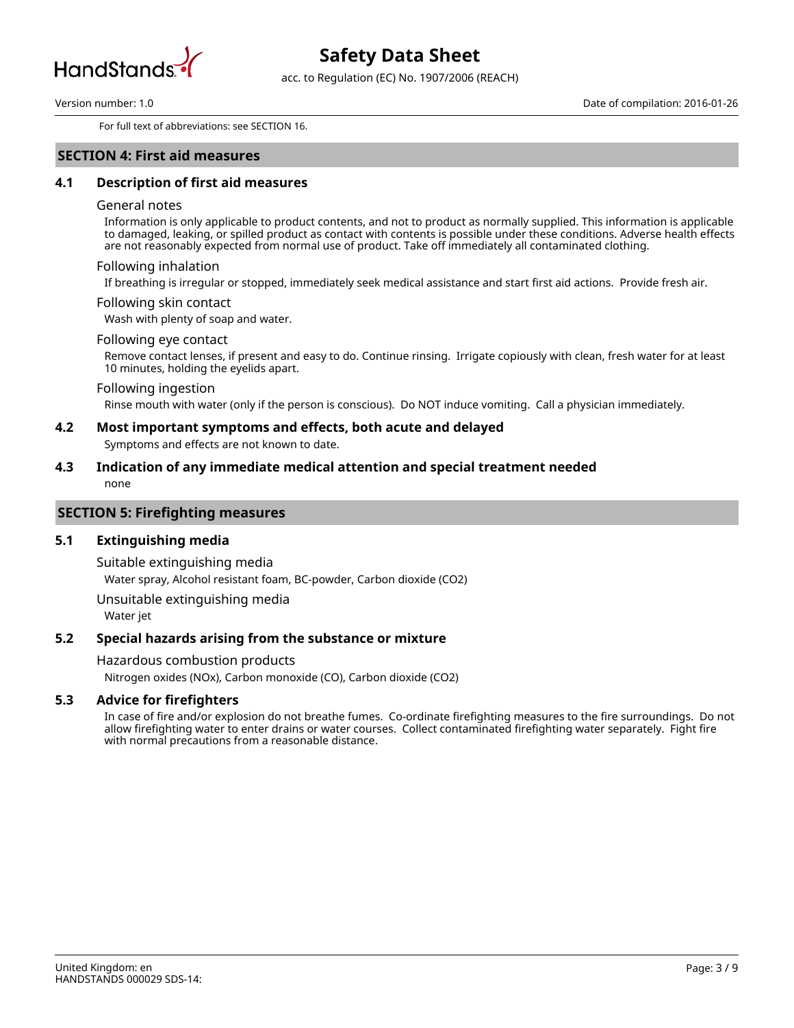For full text of abbreviations: see SECTION 16.

## SECTION 4: First aid measures

### 4.1 Description of first aid measures

General notes

Information is only applicable to product contents, and not to product as normally supplied. This information is applicable to damaged, leaking, or spilled product as contact with contents is possible under these conditions. Adverse health effects are not reasonably expected from normal use of product. Take off immediately all contaminated clothing.

Following inhalation

If breathing is irregular or stopped, immediately seek medical assistance and start first aid actions. Provide fresh air.

Following skin contact

Wash with plenty of soap and water.

Following eye contact

Remove contact lenses, if present and easy to do. Continue rinsing. Irrigate copiously with clean, fresh water for at least 10 minutes, holding the eyelids apart.

Following ingestion

Rinse mouth with water (only if the person is conscious). Do NOT induce vomiting. Call a physician immediately.

### 4.2 Most important symptoms and effects, both acute and delayed

Symptoms and effects are not known to date.

### 4.3 Indication of any immediate medical attention and special treatment needed

none

## SECTION 5: Firefighting measures

### 5.1 Extinguishing media

Suitable extinguishing media

Water spray, Alcohol resistant foam, BC-powder, Carbon dioxide ($CO_2$)

Unsuitable extinguishing media

Water jet

### 5.2 Special hazards arising from the substance or mixture

Hazardous combustion products

Nitrogen oxides ($NO_x$), Carbon monoxide (CO), Carbon dioxide ($CO_2$)

### 5.3 Advice for firefighters

In case of fire and/or explosion do not breathe fumes. Co-ordinate firefighting measures to the fire surroundings. Do not allow firefighting water to enter drains or water courses. Collect contaminated firefighting water separately. Fight fire with normal precautions from a reasonable distance.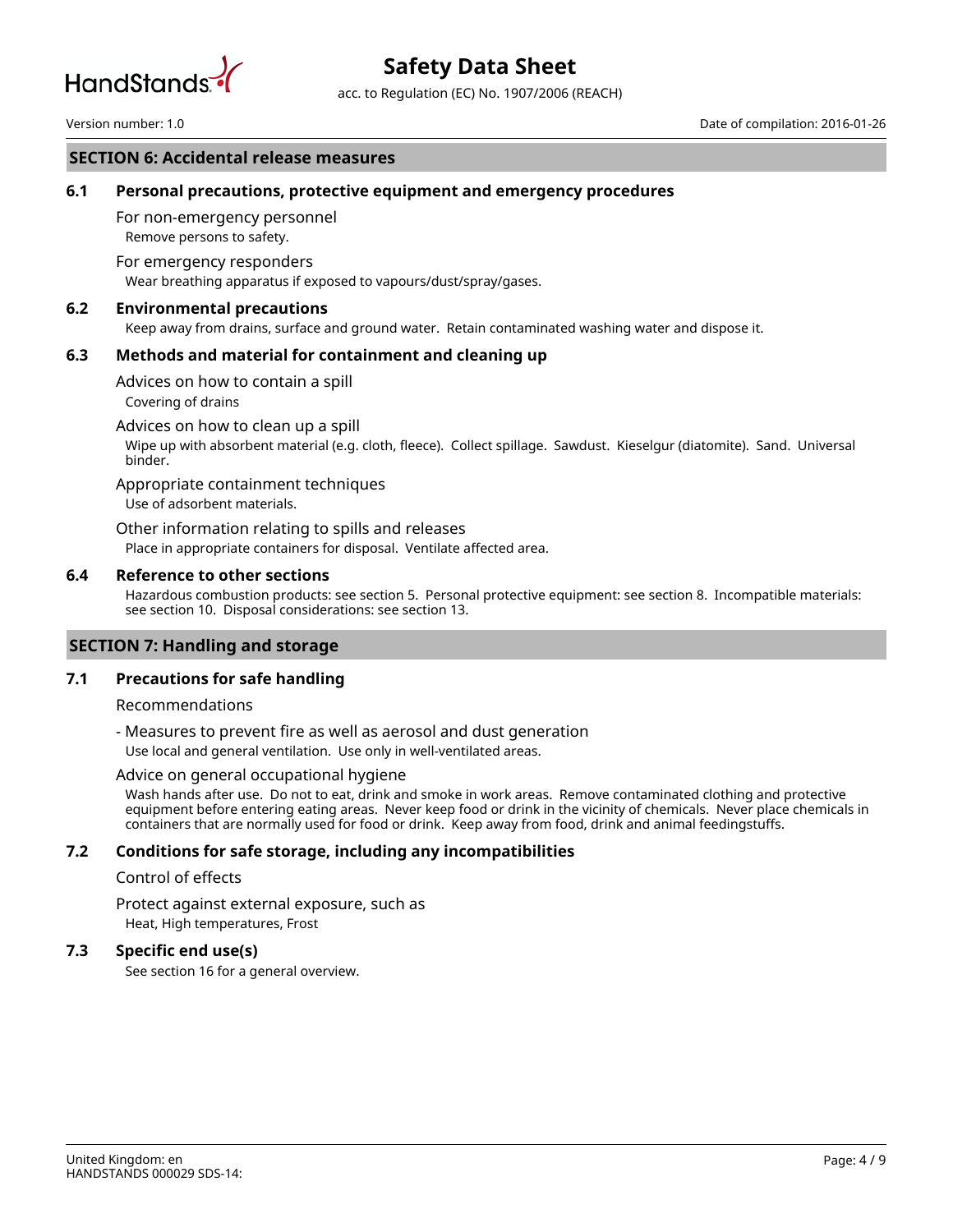## SECTION 6: Accidental release measures

### 6.1 Personal precautions, protective equipment and emergency procedures

For non-emergency personnel

Remove persons to safety.

For emergency responders

Wear breathing apparatus if exposed to vapours/dust/spray/gases.

### 6.2 Environmental precautions

Keep away from drains, surface and ground water. Retain contaminated washing water and dispose it.

### 6.3 Methods and material for containment and cleaning up

Advices on how to contain a spill

Covering of drains

Advices on how to clean up a spill

Wipe up with absorbent material (e.g. cloth, fleece). Collect spillage. Sawdust. Kieselgur (diatomite). Sand. Universal binder.

Appropriate containment techniques

Use of adsorbent materials.

Other information relating to spills and releases

Place in appropriate containers for disposal. Ventilate affected area.

### 6.4 Reference to other sections

Hazardous combustion products: see section 5. Personal protective equipment: see section 8. Incompatible materials: see section 10. Disposal considerations: see section 13.

## SECTION 7: Handling and storage

### 7.1 Precautions for safe handling

Recommendations

- Measures to prevent fire as well as aerosol and dust generation

  Use local and general ventilation. Use only in well-ventilated areas.

Advice on general occupational hygiene

Wash hands after use. Do not to eat, drink and smoke in work areas. Remove contaminated clothing and protective equipment before entering eating areas. Never keep food or drink in the vicinity of chemicals. Never place chemicals in containers that are normally used for food or drink. Keep away from food, drink and animal feedingstuffs.

### 7.2 Conditions for safe storage, including any incompatibilities

Control of effects

Protect against external exposure, such as

Heat, High temperatures, Frost

### 7.3 Specific end use(s)

See section 16 for a general overview.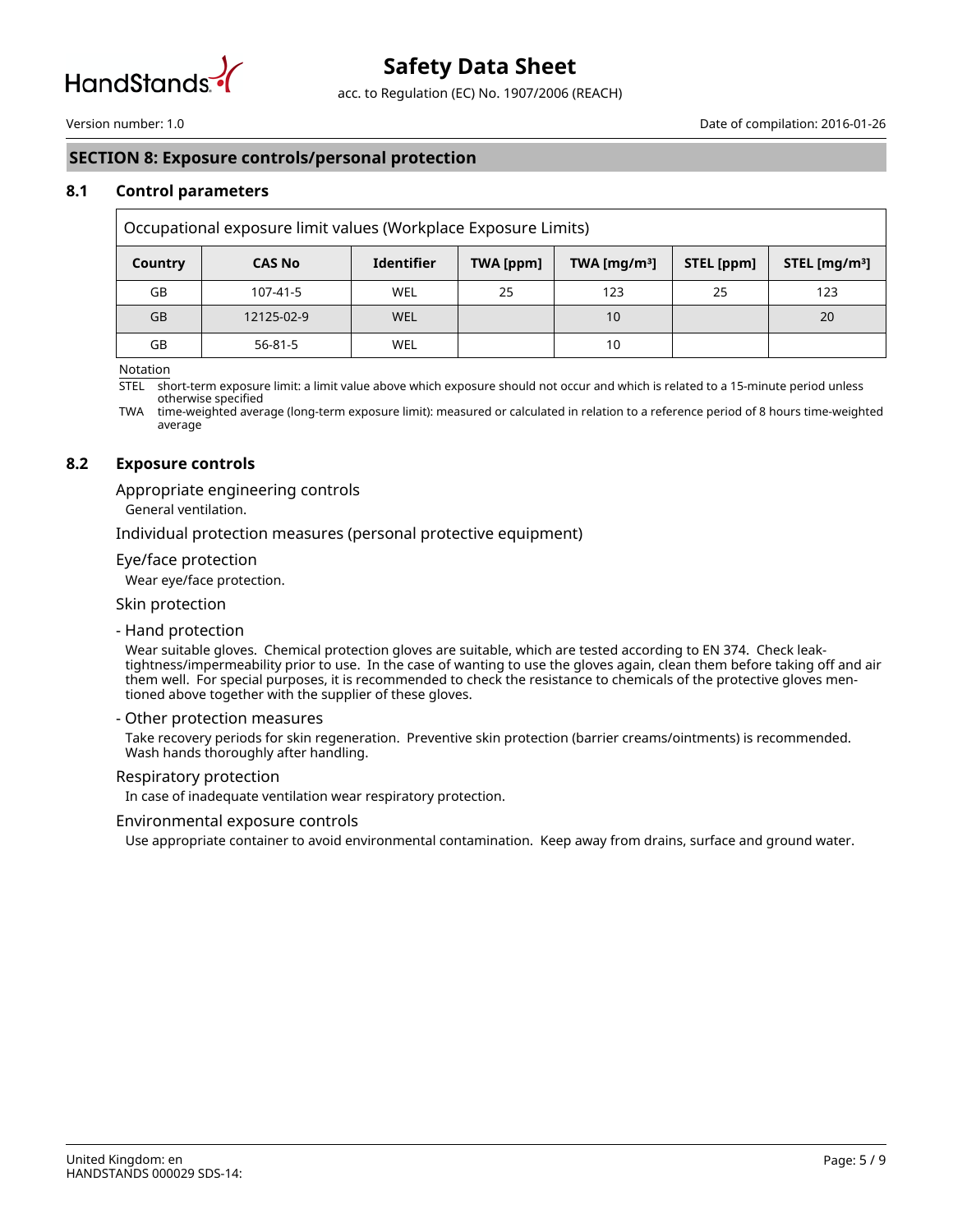## SECTION 8: Exposure controls/personal protection

### 8.1 Control parameters

| Occupational exposure limit values (Workplace Exposure Limits) | | | | | | |
|---|---|---|---|---|---|---|
| **Country** | **CAS No** | **Identifier** | **TWA [ppm]** | **TWA [mg/m³]** | **STEL [ppm]** | **STEL [mg/m³]** |
| GB | 107-41-5 | WEL | 25 | 123 | 25 | 123 |
| GB | 12125-02-9 | WEL | | 10 | | 20 |
| GB | 56-81-5 | WEL | | 10 | | |

Notation

STEL short-term exposure limit: a limit value above which exposure should not occur and which is related to a 15-minute period unless otherwise specified

TWA time-weighted average (long-term exposure limit): measured or calculated in relation to a reference period of 8 hours time-weighted average

### 8.2 Exposure controls

Appropriate engineering controls

General ventilation.

Individual protection measures (personal protective equipment)

Eye/face protection

Wear eye/face protection.

Skin protection

- Hand protection

Wear suitable gloves. Chemical protection gloves are suitable, which are tested according to EN 374. Check leak-tightness/impermeability prior to use. In the case of wanting to use the gloves again, clean them before taking off and air them well. For special purposes, it is recommended to check the resistance to chemicals of the protective gloves mentioned above together with the supplier of these gloves.

- Other protection measures

Take recovery periods for skin regeneration. Preventive skin protection (barrier creams/ointments) is recommended. Wash hands thoroughly after handling.

Respiratory protection

In case of inadequate ventilation wear respiratory protection.

Environmental exposure controls

Use appropriate container to avoid environmental contamination. Keep away from drains, surface and ground water.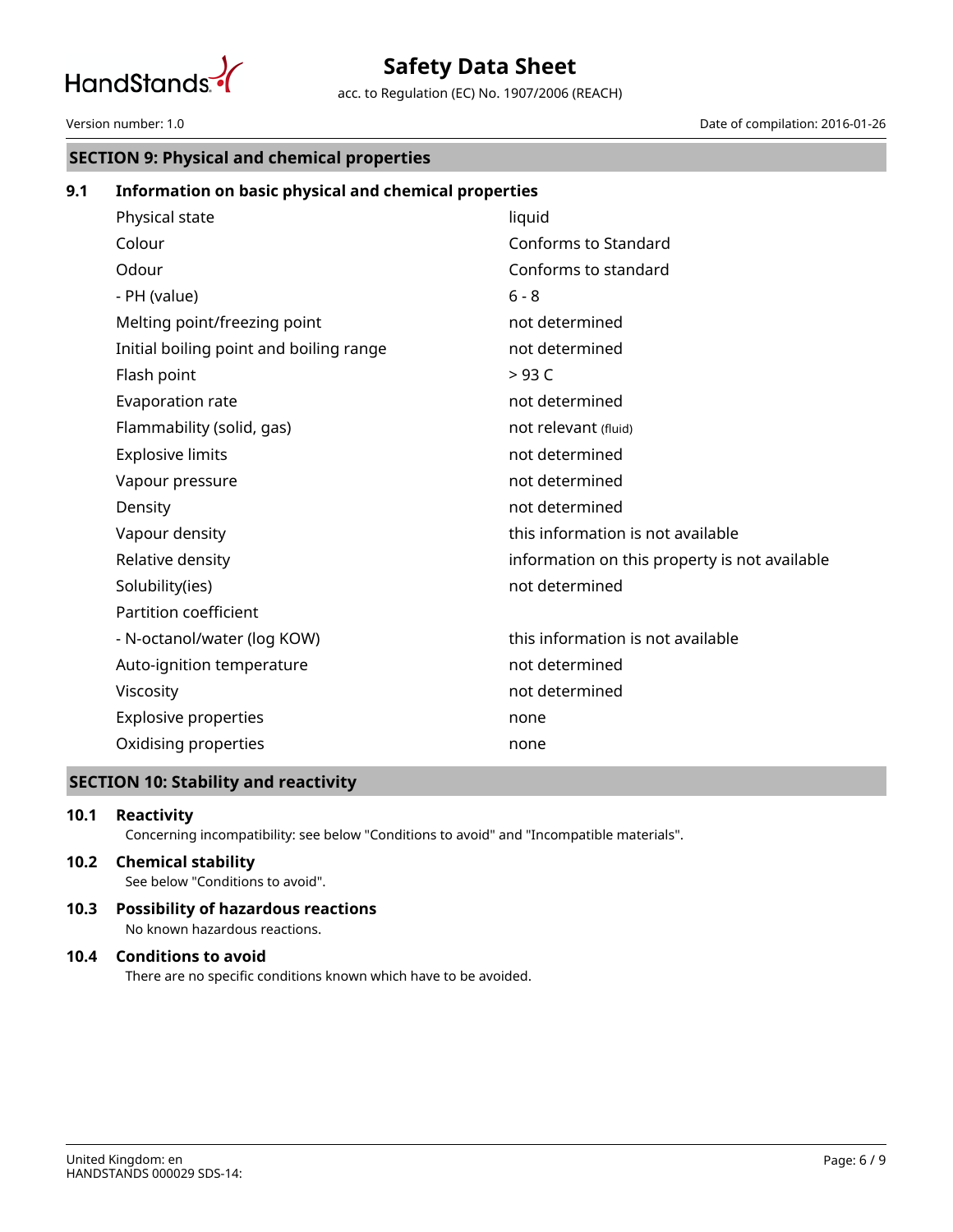## SECTION 9: Physical and chemical properties

### 9.1 Information on basic physical and chemical properties

| Property | Value |
|---|---|
| Physical state | liquid |
| Colour | Conforms to Standard |
| Odour | Conforms to standard |
| - PH (value) | 6 - 8 |
| Melting point/freezing point | not determined |
| Initial boiling point and boiling range | not determined |
| Flash point | > 93 C |
| Evaporation rate | not determined |
| Flammability (solid, gas) | not relevant (fluid) |
| Explosive limits | not determined |
| Vapour pressure | not determined |
| Density | not determined |
| Vapour density | this information is not available |
| Relative density | information on this property is not available |
| Solubility(ies) | not determined |
| Partition coefficient | |
| - N-octanol/water (log KOW) | this information is not available |
| Auto-ignition temperature | not determined |
| Viscosity | not determined |
| Explosive properties | none |
| Oxidising properties | none |

## SECTION 10: Stability and reactivity

### 10.1 Reactivity

Concerning incompatibility: see below "Conditions to avoid" and "Incompatible materials".

### 10.2 Chemical stability

See below "Conditions to avoid".

### 10.3 Possibility of hazardous reactions

No known hazardous reactions.

### 10.4 Conditions to avoid

There are no specific conditions known which have to be avoided.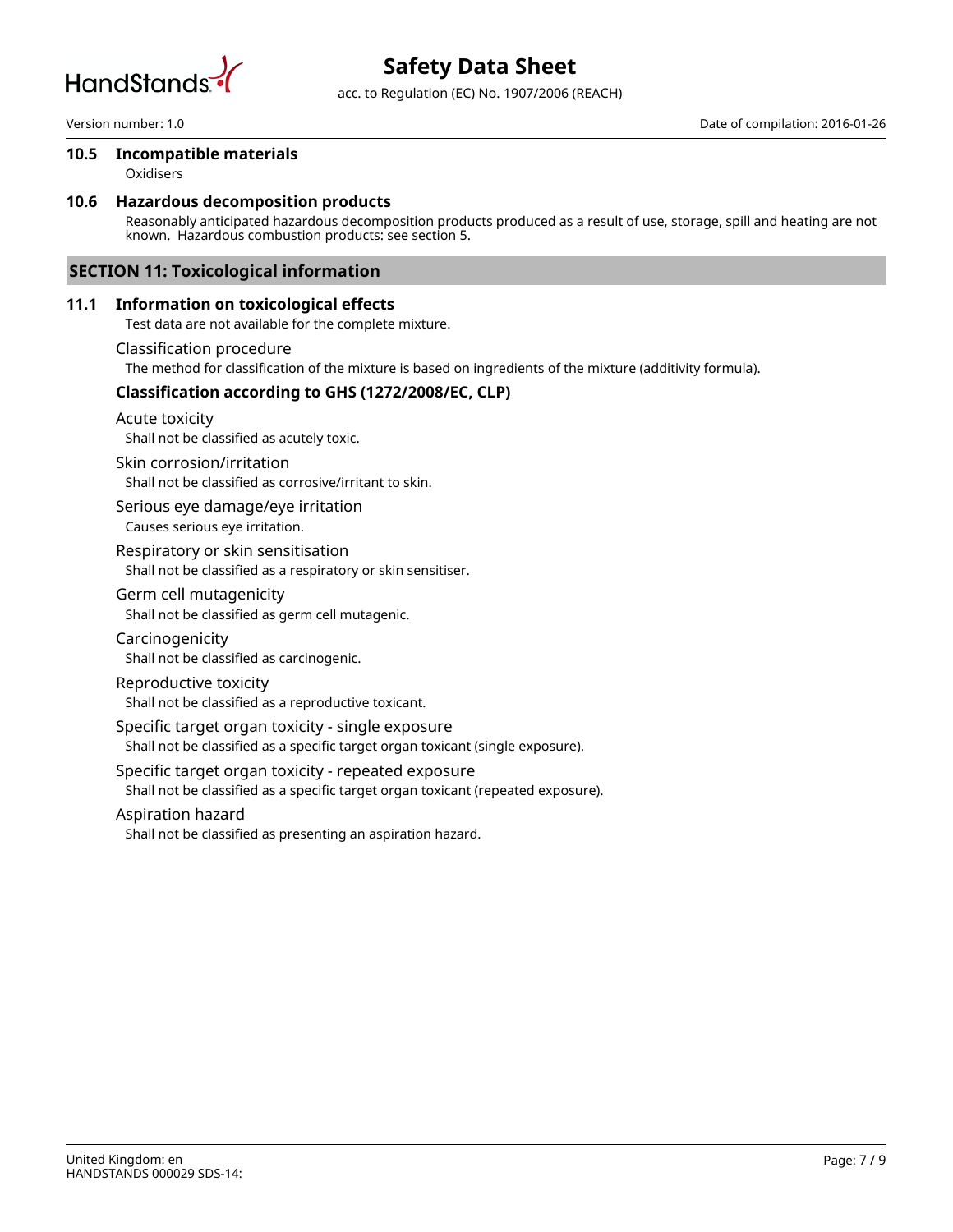### 10.5 Incompatible materials

Oxidisers

### 10.6 Hazardous decomposition products

Reasonably anticipated hazardous decomposition products produced as a result of use, storage, spill and heating are not known. Hazardous combustion products: see section 5.

## SECTION 11: Toxicological information

### 11.1 Information on toxicological effects

Test data are not available for the complete mixture.

Classification procedure

The method for classification of the mixture is based on ingredients of the mixture (additivity formula).

**Classification according to GHS (1272/2008/EC, CLP)**

Acute toxicity

Shall not be classified as acutely toxic.

Skin corrosion/irritation

Shall not be classified as corrosive/irritant to skin.

Serious eye damage/eye irritation

Causes serious eye irritation.

Respiratory or skin sensitisation

Shall not be classified as a respiratory or skin sensitiser.

Germ cell mutagenicity

Shall not be classified as germ cell mutagenic.

Carcinogenicity

Shall not be classified as carcinogenic.

Reproductive toxicity

Shall not be classified as a reproductive toxicant.

Specific target organ toxicity - single exposure

Shall not be classified as a specific target organ toxicant (single exposure).

Specific target organ toxicity - repeated exposure

Shall not be classified as a specific target organ toxicant (repeated exposure).

Aspiration hazard

Shall not be classified as presenting an aspiration hazard.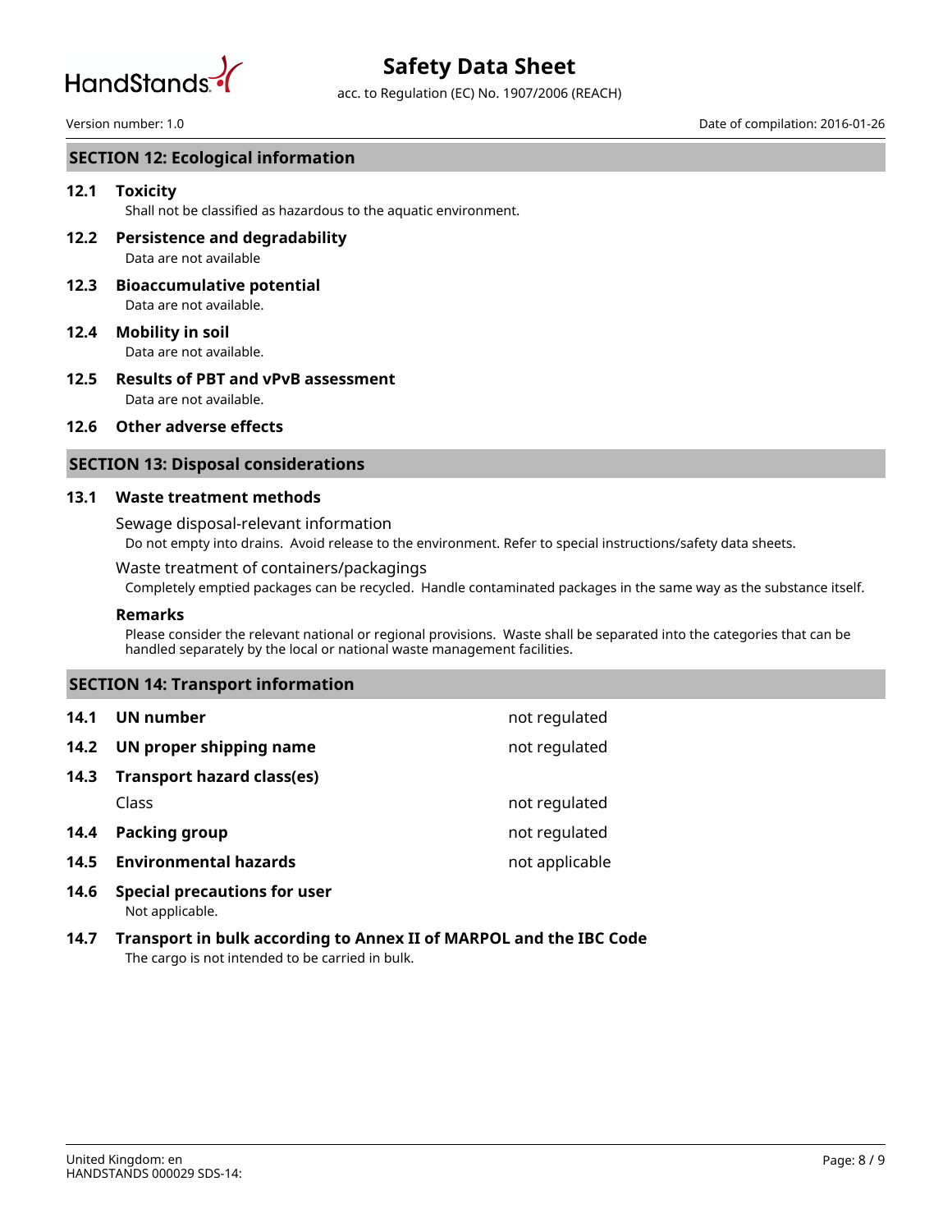## SECTION 12: Ecological information

### 12.1 Toxicity

Shall not be classified as hazardous to the aquatic environment.

### 12.2 Persistence and degradability

Data are not available

### 12.3 Bioaccumulative potential

Data are not available.

### 12.4 Mobility in soil

Data are not available.

### 12.5 Results of PBT and vPvB assessment

Data are not available.

### 12.6 Other adverse effects

## SECTION 13: Disposal considerations

### 13.1 Waste treatment methods

Sewage disposal-relevant information

Do not empty into drains. Avoid release to the environment. Refer to special instructions/safety data sheets.

Waste treatment of containers/packagings

Completely emptied packages can be recycled. Handle contaminated packages in the same way as the substance itself.

**Remarks**

Please consider the relevant national or regional provisions. Waste shall be separated into the categories that can be handled separately by the local or national waste management facilities.

## SECTION 14: Transport information

| | | |
|---|---|---|
| **14.1** | **UN number** | not regulated |
| **14.2** | **UN proper shipping name** | not regulated |
| **14.3** | **Transport hazard class(es)** | |
| | Class | not regulated |
| **14.4** | **Packing group** | not regulated |
| **14.5** | **Environmental hazards** | not applicable |

### 14.6 Special precautions for user

Not applicable.

### 14.7 Transport in bulk according to Annex II of MARPOL and the IBC Code

The cargo is not intended to be carried in bulk.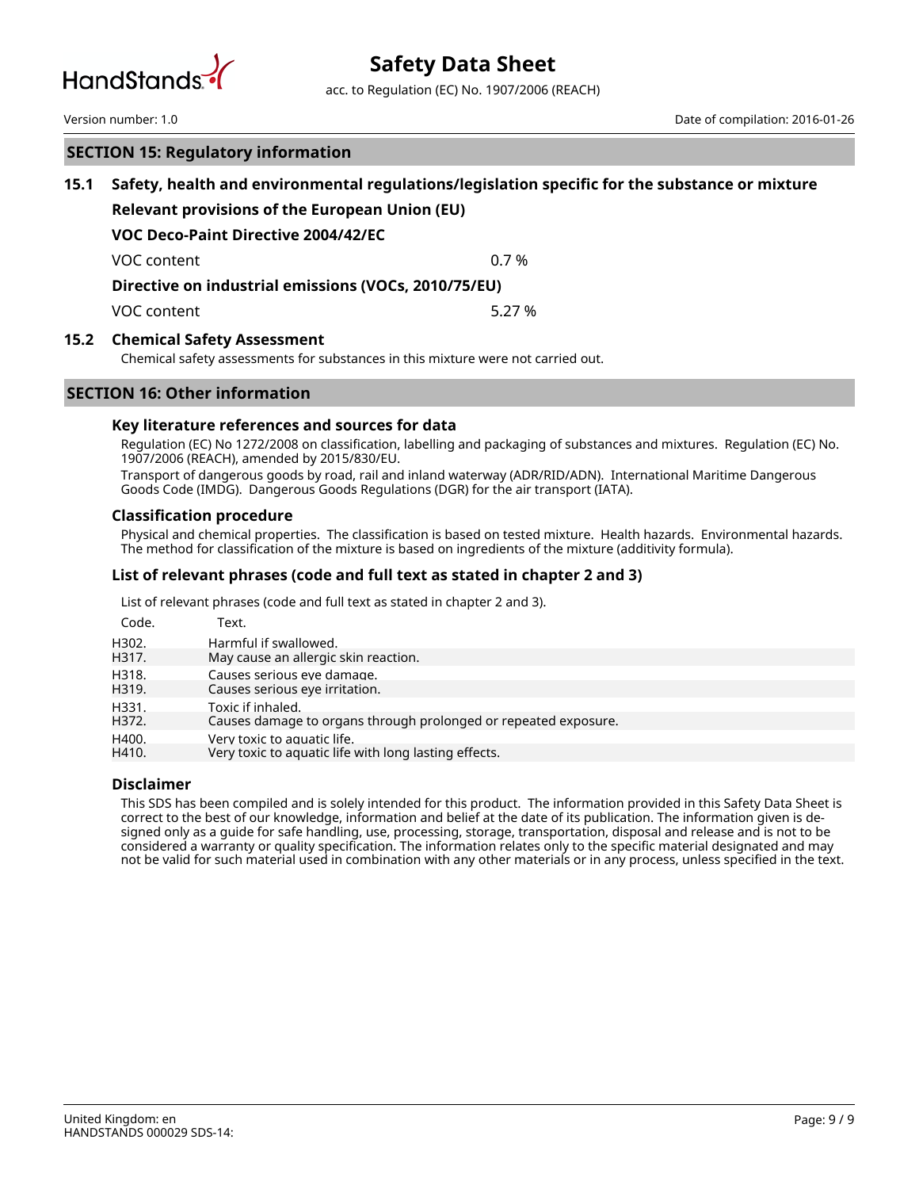## SECTION 15: Regulatory information

### 15.1 Safety, health and environmental regulations/legislation specific for the substance or mixture

**Relevant provisions of the European Union (EU)**

**VOC Deco-Paint Directive 2004/42/EC**

| | |
|---|---|
| VOC content | 0.7 % |

**Directive on industrial emissions (VOCs, 2010/75/EU)**

| | |
|---|---|
| VOC content | 5.27 % |

### 15.2 Chemical Safety Assessment

Chemical safety assessments for substances in this mixture were not carried out.

## SECTION 16: Other information

### Key literature references and sources for data

Regulation (EC) No 1272/2008 on classification, labelling and packaging of substances and mixtures. Regulation (EC) No. 1907/2006 (REACH), amended by 2015/830/EU.

Transport of dangerous goods by road, rail and inland waterway (ADR/RID/ADN). International Maritime Dangerous Goods Code (IMDG). Dangerous Goods Regulations (DGR) for the air transport (IATA).

### Classification procedure

Physical and chemical properties. The classification is based on tested mixture. Health hazards. Environmental hazards. The method for classification of the mixture is based on ingredients of the mixture (additivity formula).

### List of relevant phrases (code and full text as stated in chapter 2 and 3)

List of relevant phrases (code and full text as stated in chapter 2 and 3).

| Code. | Text. |
|---|---|
| H302. | Harmful if swallowed. |
| H317. | May cause an allergic skin reaction. |
| H318. | Causes serious eye damage. |
| H319. | Causes serious eye irritation. |
| H331. | Toxic if inhaled. |
| H372. | Causes damage to organs through prolonged or repeated exposure. |
| H400. | Very toxic to aquatic life. |
| H410. | Very toxic to aquatic life with long lasting effects. |

### Disclaimer

This SDS has been compiled and is solely intended for this product. The information provided in this Safety Data Sheet is correct to the best of our knowledge, information and belief at the date of its publication. The information given is designed only as a guide for safe handling, use, processing, storage, transportation, disposal and release and is not to be considered a warranty or quality specification. The information relates only to the specific material designated and may not be valid for such material used in combination with any other materials or in any process, unless specified in the text.